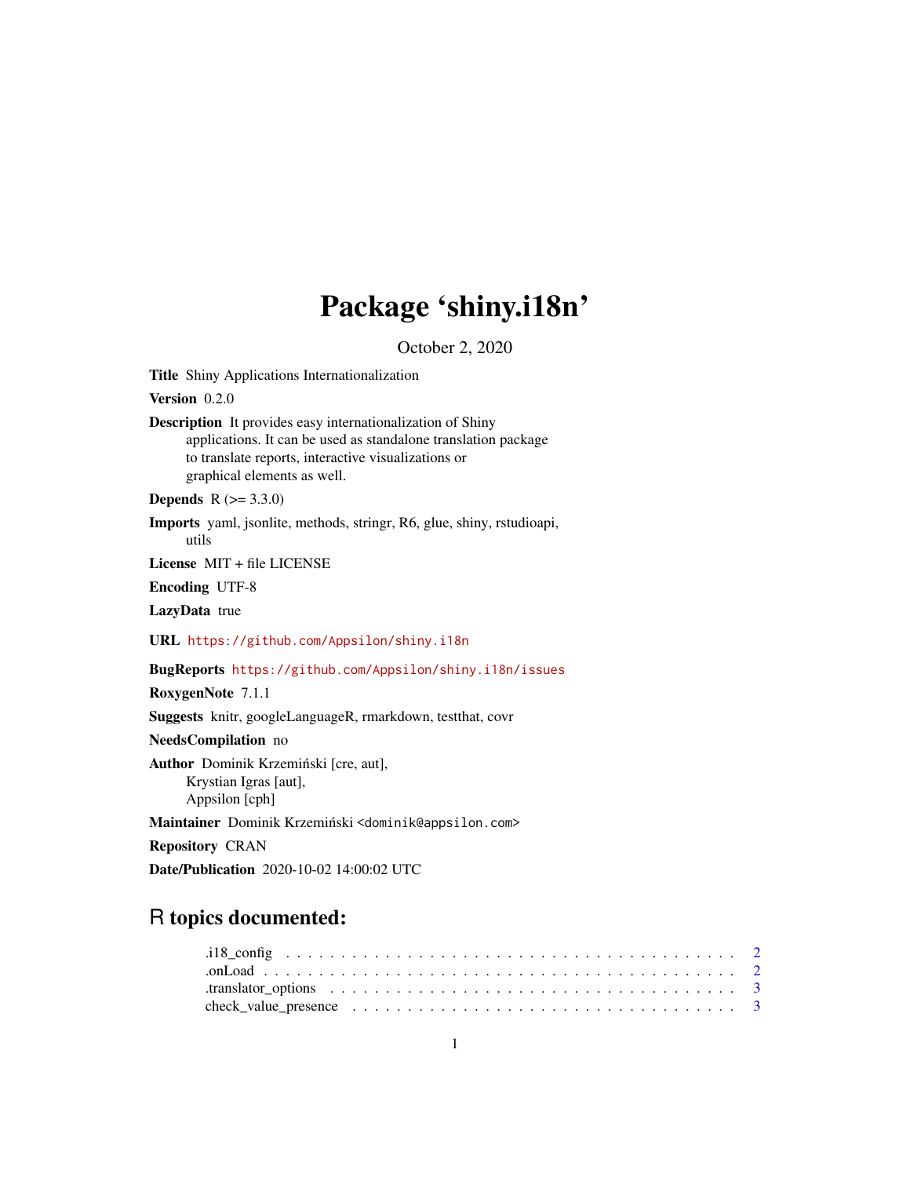# Package 'shiny.i18n'

October 2, 2020

**Title** Shiny Applications Internationalization

**Version** 0.2.0

**Description** It provides easy internationalization of Shiny applications. It can be used as standalone translation package to translate reports, interactive visualizations or graphical elements as well.

**Depends** R (>= 3.3.0)

**Imports** yaml, jsonlite, methods, stringr, R6, glue, shiny, rstudioapi, utils

**License** MIT + file LICENSE

**Encoding** UTF-8

**LazyData** true

**URL** https://github.com/Appsilon/shiny.i18n

**BugReports** https://github.com/Appsilon/shiny.i18n/issues

**RoxygenNote** 7.1.1

**Suggests** knitr, googleLanguageR, rmarkdown, testthat, covr

**NeedsCompilation** no

**Author** Dominik Krzemiński [cre, aut],
Krystian Igras [aut],
Appsilon [cph]

**Maintainer** Dominik Krzemiński <dominik@appsilon.com>

**Repository** CRAN

**Date/Publication** 2020-10-02 14:00:02 UTC

## R topics documented:

.i18_config . . . . . . . . . . . . . . . . . . . . . . . . . . . . . . . . . . . . . . . 2
.onLoad . . . . . . . . . . . . . . . . . . . . . . . . . . . . . . . . . . . . . . . . . 2
.translator_options . . . . . . . . . . . . . . . . . . . . . . . . . . . . . . . . . . . 3
check_value_presence . . . . . . . . . . . . . . . . . . . . . . . . . . . . . . . . . 3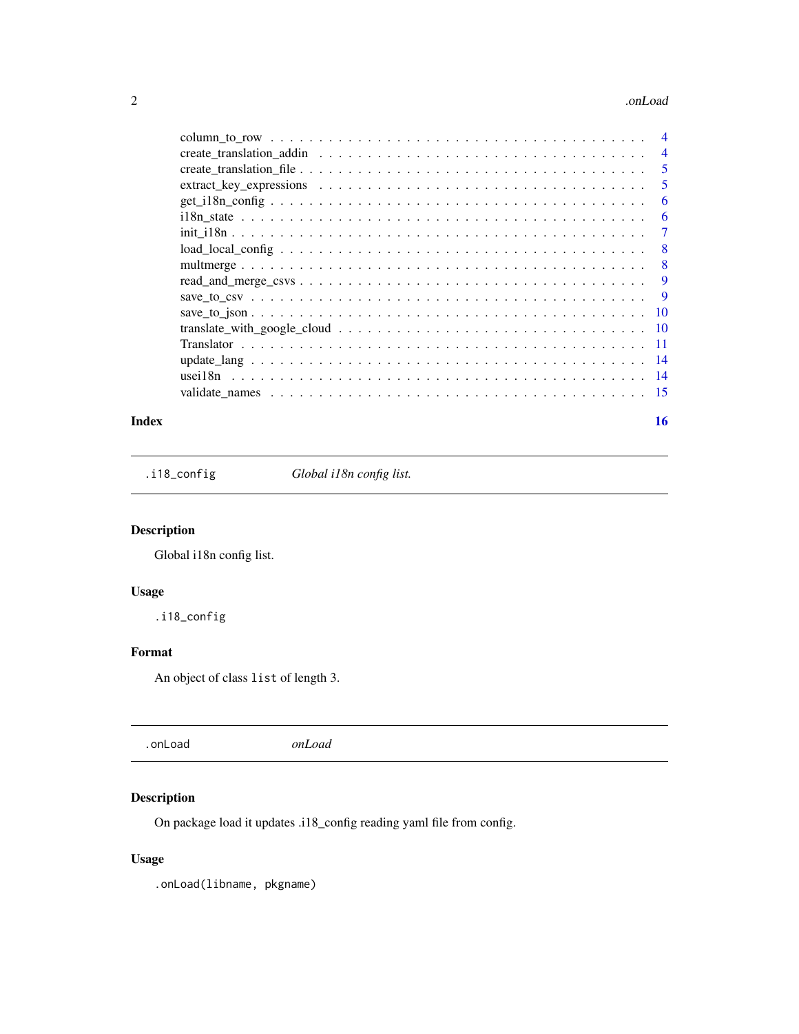column_to_row . . . . . . . . . . . . . . . . . . . . . . . . . . . . . . . . . . . . 4
create_translation_addin . . . . . . . . . . . . . . . . . . . . . . . . . . . . . . 4
create_translation_file . . . . . . . . . . . . . . . . . . . . . . . . . . . . . . . 5
extract_key_expressions . . . . . . . . . . . . . . . . . . . . . . . . . . . . . . 5
get_i18n_config . . . . . . . . . . . . . . . . . . . . . . . . . . . . . . . . . . . 6
i18n_state . . . . . . . . . . . . . . . . . . . . . . . . . . . . . . . . . . . . . . 6
init_i18n . . . . . . . . . . . . . . . . . . . . . . . . . . . . . . . . . . . . . . . 7
load_local_config . . . . . . . . . . . . . . . . . . . . . . . . . . . . . . . . . . 8
multmerge . . . . . . . . . . . . . . . . . . . . . . . . . . . . . . . . . . . . . . 8
read_and_merge_csvs . . . . . . . . . . . . . . . . . . . . . . . . . . . . . . . . 9
save_to_csv . . . . . . . . . . . . . . . . . . . . . . . . . . . . . . . . . . . . . 9
save_to_json . . . . . . . . . . . . . . . . . . . . . . . . . . . . . . . . . . . . . 10
translate_with_google_cloud . . . . . . . . . . . . . . . . . . . . . . . . . . . . 10
Translator . . . . . . . . . . . . . . . . . . . . . . . . . . . . . . . . . . . . . . 11
update_lang . . . . . . . . . . . . . . . . . . . . . . . . . . . . . . . . . . . . . 14
usei18n . . . . . . . . . . . . . . . . . . . . . . . . . . . . . . . . . . . . . . . 14
validate_names . . . . . . . . . . . . . . . . . . . . . . . . . . . . . . . . . . . 15

**Index** **16**

---

`.i18_config` *Global i18n config list.*

---

### Description

Global i18n config list.

### Usage

```
.i18_config
```

### Format

An object of class `list` of length 3.

---

`.onLoad` *onLoad*

---

### Description

On package load it updates .i18_config reading yaml file from config.

### Usage

```
.onLoad(libname, pkgname)
```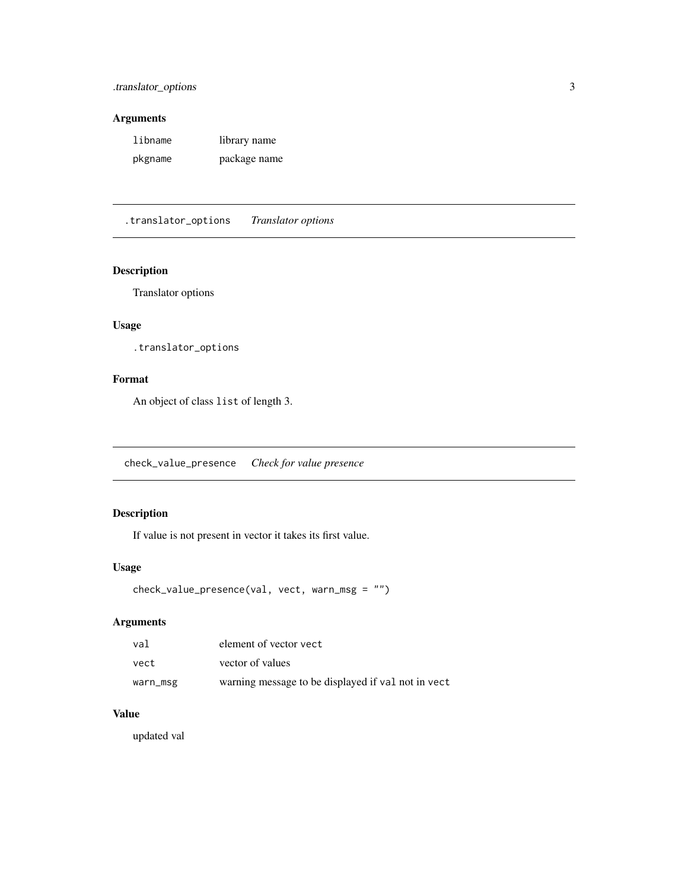## Arguments

| | |
|---|---|
| `libname` | library name |
| `pkgname` | package name |

# `.translator_options` *Translator options*

## Description

Translator options

## Usage

```
.translator_options
```

## Format

An object of class `list` of length 3.

# `check_value_presence` *Check for value presence*

## Description

If value is not present in vector it takes its first value.

## Usage

```
check_value_presence(val, vect, warn_msg = "")
```

## Arguments

| | |
|---|---|
| `val` | element of vector `vect` |
| `vect` | vector of values |
| `warn_msg` | warning message to be displayed if `val` not in `vect` |

## Value

updated val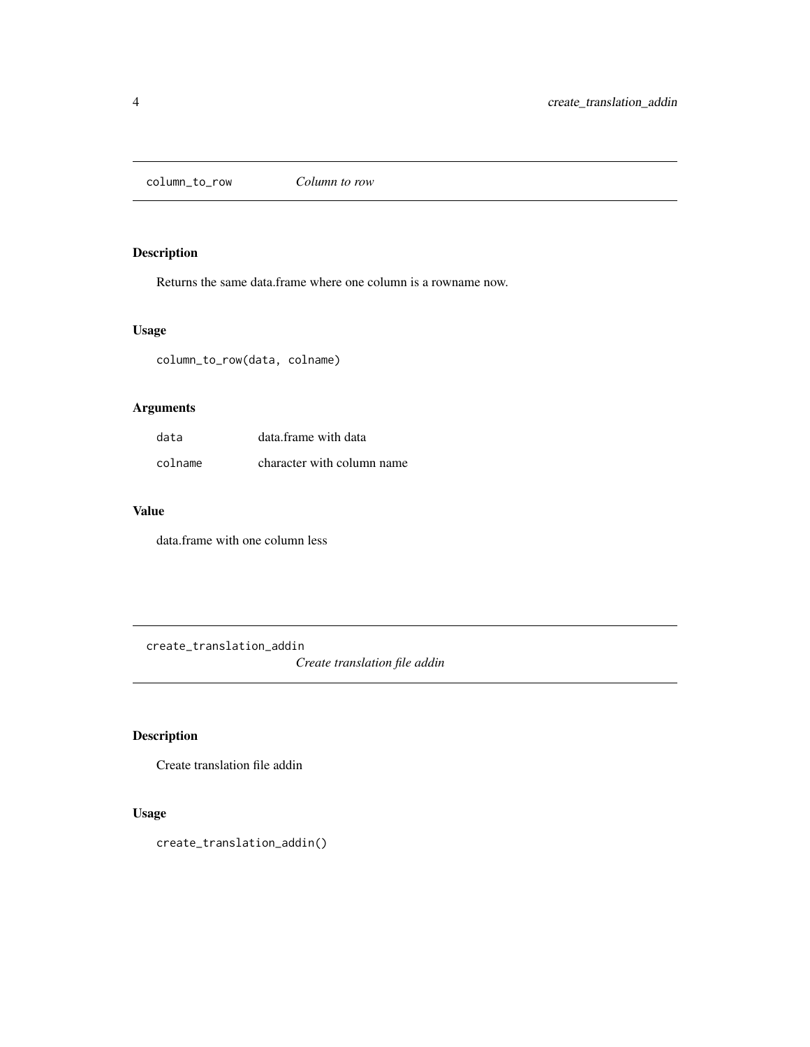## column_to_row — *Column to row*

### Description

Returns the same data.frame where one column is a rowname now.

### Usage

```
column_to_row(data, colname)
```

### Arguments

| | |
|---|---|
| data | data.frame with data |
| colname | character with column name |

### Value

data.frame with one column less

## create_translation_addin — *Create translation file addin*

### Description

Create translation file addin

### Usage

```
create_translation_addin()
```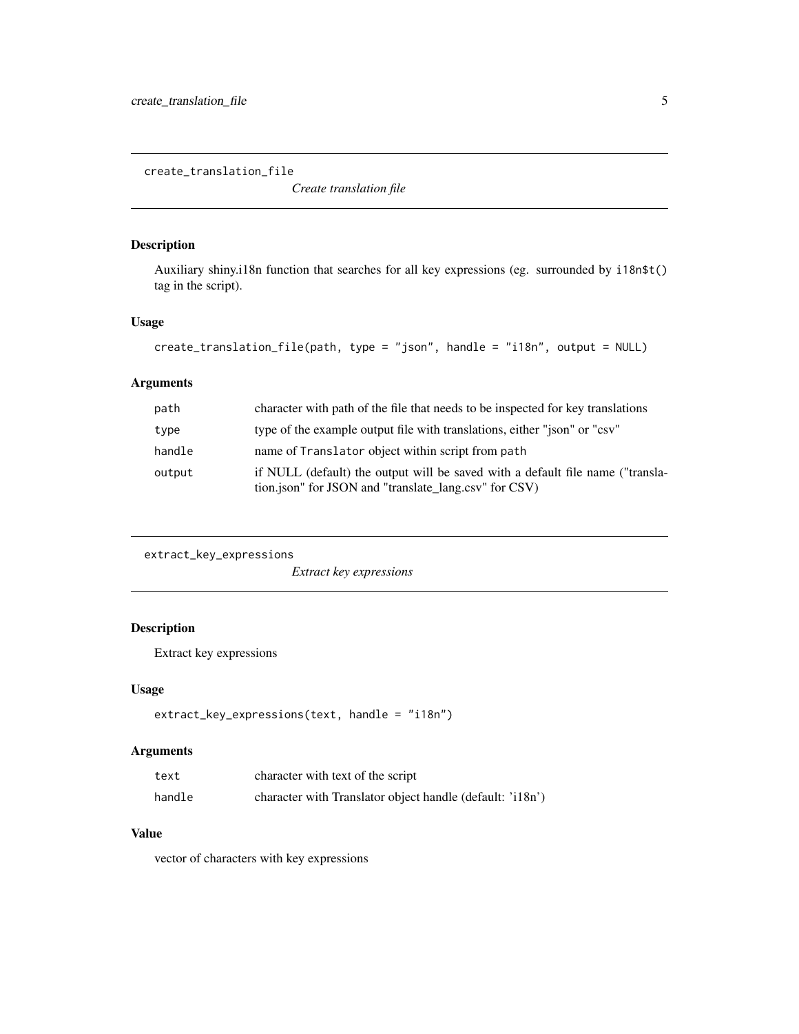## create_translation_file

*Create translation file*

### Description

Auxiliary shiny.i18n function that searches for all key expressions (eg. surrounded by `i18n$t()` tag in the script).

### Usage

```
create_translation_file(path, type = "json", handle = "i18n", output = NULL)
```

### Arguments

| | |
|---|---|
| `path` | character with path of the file that needs to be inspected for key translations |
| `type` | type of the example output file with translations, either "json" or "csv" |
| `handle` | name of `Translator` object within script from `path` |
| `output` | if NULL (default) the output will be saved with a default file name ("translation.json" for JSON and "translate_lang.csv" for CSV) |

## extract_key_expressions

*Extract key expressions*

### Description

Extract key expressions

### Usage

```
extract_key_expressions(text, handle = "i18n")
```

### Arguments

| | |
|---|---|
| `text` | character with text of the script |
| `handle` | character with Translator object handle (default: 'i18n') |

### Value

vector of characters with key expressions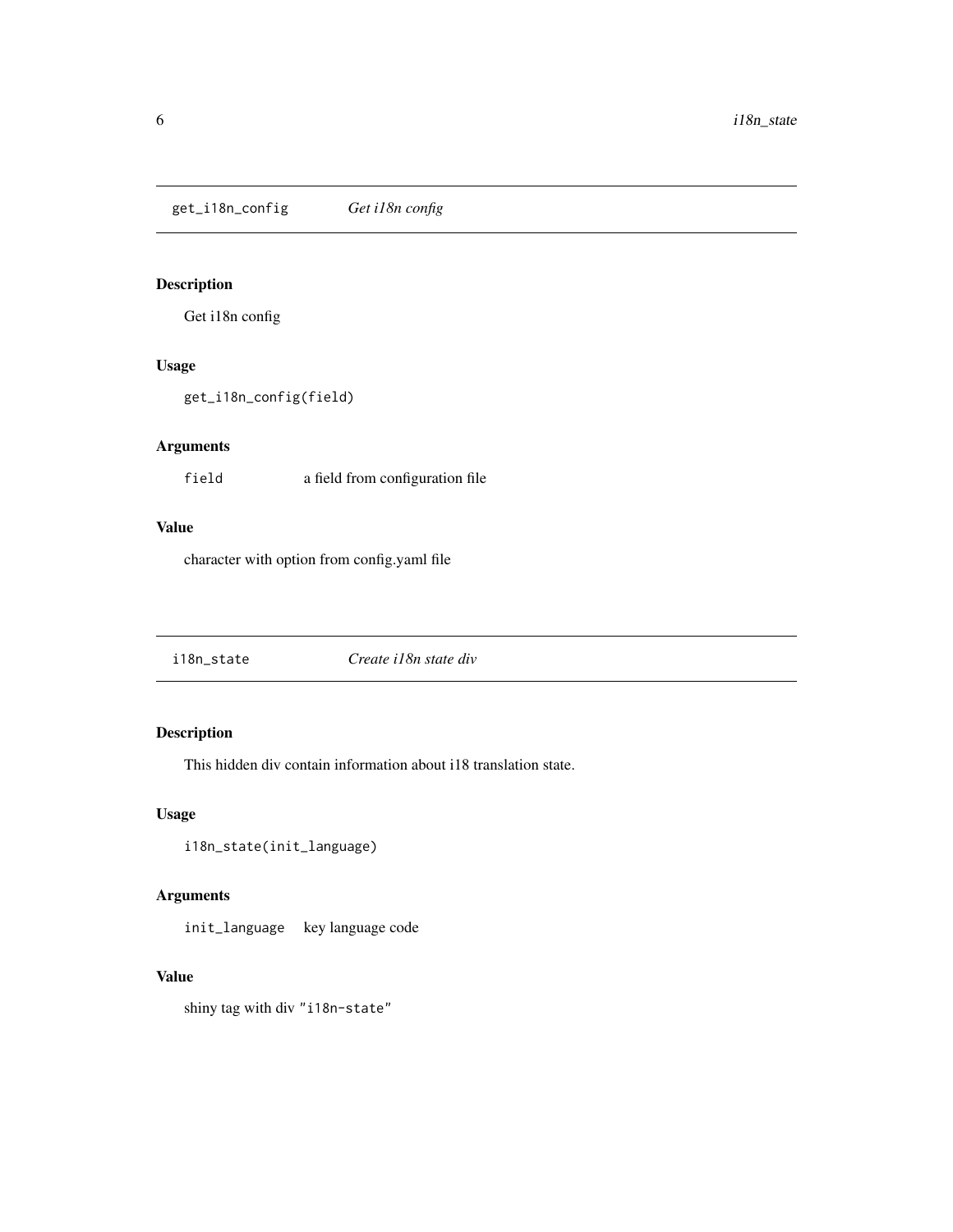## get_i18n_config — *Get i18n config*

### Description

Get i18n config

### Usage

```
get_i18n_config(field)
```

### Arguments

| | |
|---|---|
| `field` | a field from configuration file |

### Value

character with option from config.yaml file

## i18n_state — *Create i18n state div*

### Description

This hidden div contain information about i18 translation state.

### Usage

```
i18n_state(init_language)
```

### Arguments

| | |
|---|---|
| `init_language` | key language code |

### Value

shiny tag with div `"i18n-state"`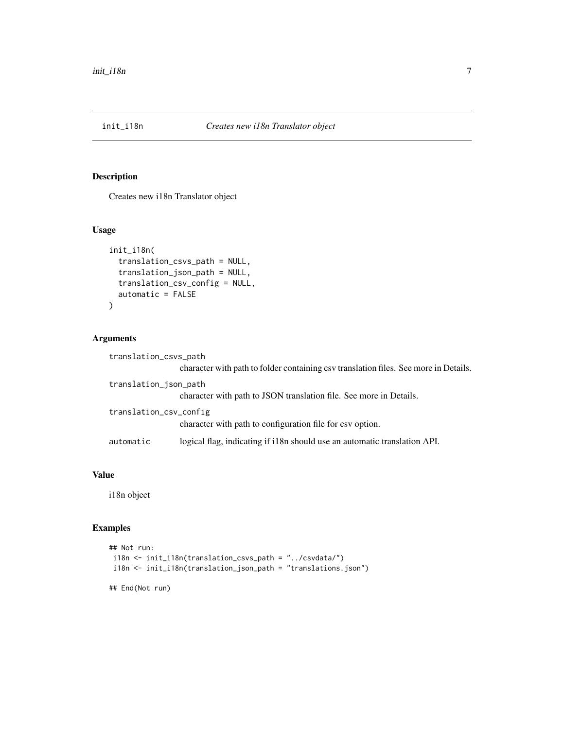`init_i18n` *Creates new i18n Translator object*

## Description

Creates new i18n Translator object

## Usage

```
init_i18n(
  translation_csvs_path = NULL,
  translation_json_path = NULL,
  translation_csv_config = NULL,
  automatic = FALSE
)
```

## Arguments

| | |
|---|---|
| `translation_csvs_path` | character with path to folder containing csv translation files. See more in Details. |
| `translation_json_path` | character with path to JSON translation file. See more in Details. |
| `translation_csv_config` | character with path to configuration file for csv option. |
| `automatic` | logical flag, indicating if i18n should use an automatic translation API. |

## Value

i18n object

## Examples

```
## Not run:
 i18n <- init_i18n(translation_csvs_path = "../csvdata/")
 i18n <- init_i18n(translation_json_path = "translations.json")

## End(Not run)
```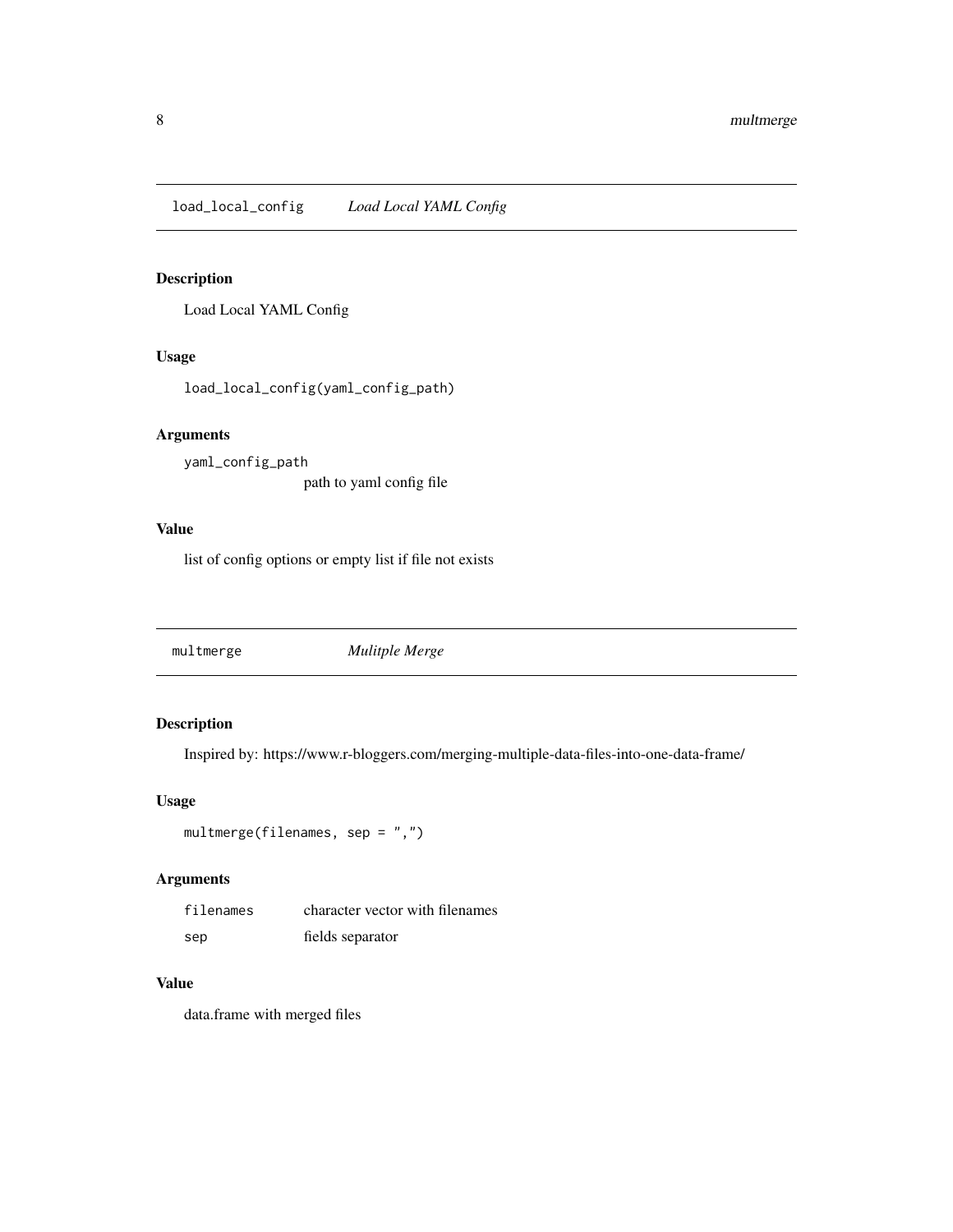## load_local_config — *Load Local YAML Config*

### Description

Load Local YAML Config

### Usage

```
load_local_config(yaml_config_path)
```

### Arguments

| | |
|---|---|
| `yaml_config_path` | path to yaml config file |

### Value

list of config options or empty list if file not exists

## multmerge — *Mulitple Merge*

### Description

Inspired by: https://www.r-bloggers.com/merging-multiple-data-files-into-one-data-frame/

### Usage

```
multmerge(filenames, sep = ",")
```

### Arguments

| | |
|---|---|
| `filenames` | character vector with filenames |
| `sep` | fields separator |

### Value

data.frame with merged files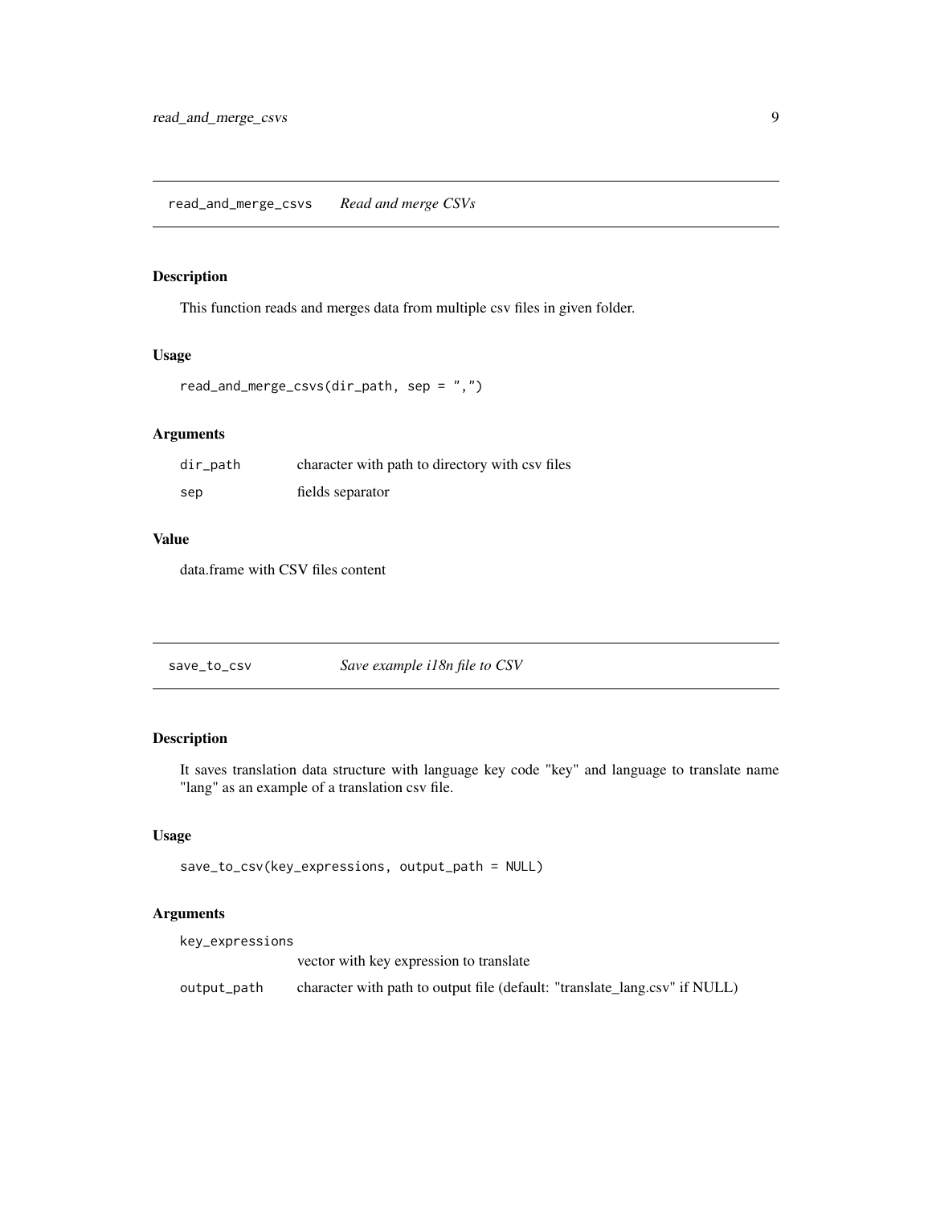## read_and_merge_csvs *Read and merge CSVs*

### Description

This function reads and merges data from multiple csv files in given folder.

### Usage

```
read_and_merge_csvs(dir_path, sep = ",")
```

### Arguments

| | |
|---|---|
| dir_path | character with path to directory with csv files |
| sep | fields separator |

### Value

data.frame with CSV files content

## save_to_csv *Save example i18n file to CSV*

### Description

It saves translation data structure with language key code "key" and language to translate name "lang" as an example of a translation csv file.

### Usage

```
save_to_csv(key_expressions, output_path = NULL)
```

### Arguments

| | |
|---|---|
| key_expressions | vector with key expression to translate |
| output_path | character with path to output file (default: "translate_lang.csv" if NULL) |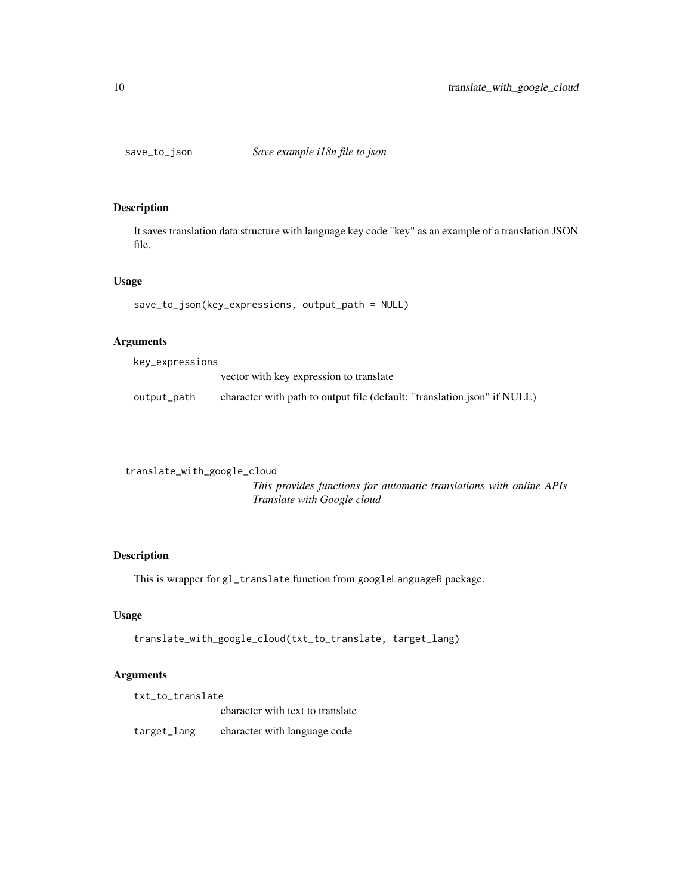## save_to_json *Save example i18n file to json*

### Description

It saves translation data structure with language key code "key" as an example of a translation JSON file.

### Usage

```
save_to_json(key_expressions, output_path = NULL)
```

### Arguments

| | |
|---|---|
| `key_expressions` | vector with key expression to translate |
| `output_path` | character with path to output file (default: "translation.json" if NULL) |

## translate_with_google_cloud *This provides functions for automatic translations with online APIs Translate with Google cloud*

### Description

This is wrapper for `gl_translate` function from `googleLanguageR` package.

### Usage

```
translate_with_google_cloud(txt_to_translate, target_lang)
```

### Arguments

| | |
|---|---|
| `txt_to_translate` | character with text to translate |
| `target_lang` | character with language code |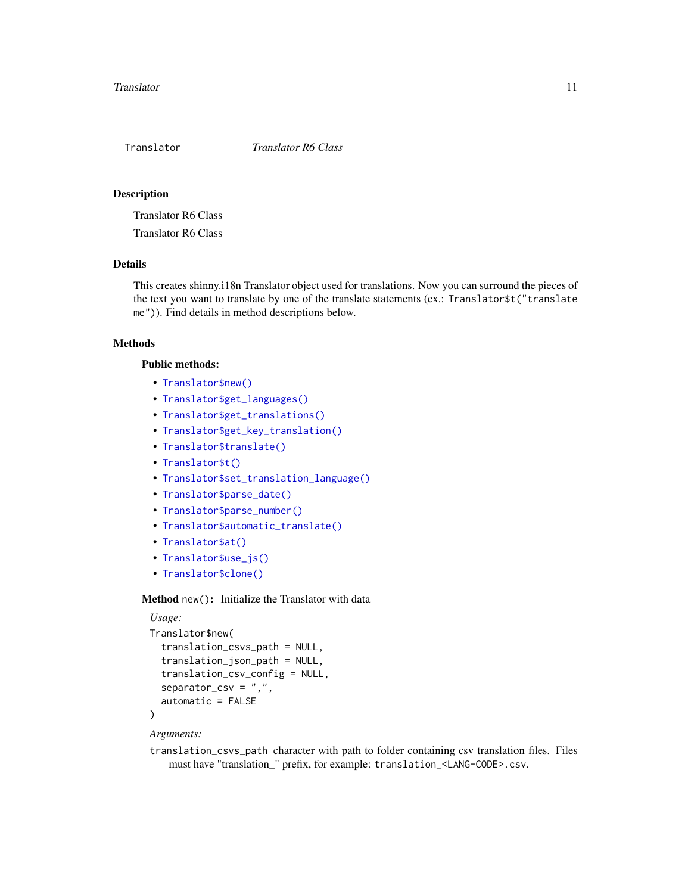Translator | *Translator R6 Class*
---|---

## Description

Translator R6 Class

Translator R6 Class

## Details

This creates shinny.i18n Translator object used for translations. Now you can surround the pieces of the text you want to translate by one of the translate statements (ex.: `Translator$t("translate me")`). Find details in method descriptions below.

## Methods

### Public methods:

- `Translator$new()`
- `Translator$get_languages()`
- `Translator$get_translations()`
- `Translator$get_key_translation()`
- `Translator$translate()`
- `Translator$t()`
- `Translator$set_translation_language()`
- `Translator$parse_date()`
- `Translator$parse_number()`
- `Translator$automatic_translate()`
- `Translator$at()`
- `Translator$use_js()`
- `Translator$clone()`

**Method** `new()`**:** Initialize the Translator with data

*Usage:*

```
Translator$new(
  translation_csvs_path = NULL,
  translation_json_path = NULL,
  translation_csv_config = NULL,
  separator_csv = ",",
  automatic = FALSE
)
```

*Arguments:*

`translation_csvs_path` character with path to folder containing csv translation files. Files must have "translation_" prefix, for example: `translation_<LANG-CODE>.csv`.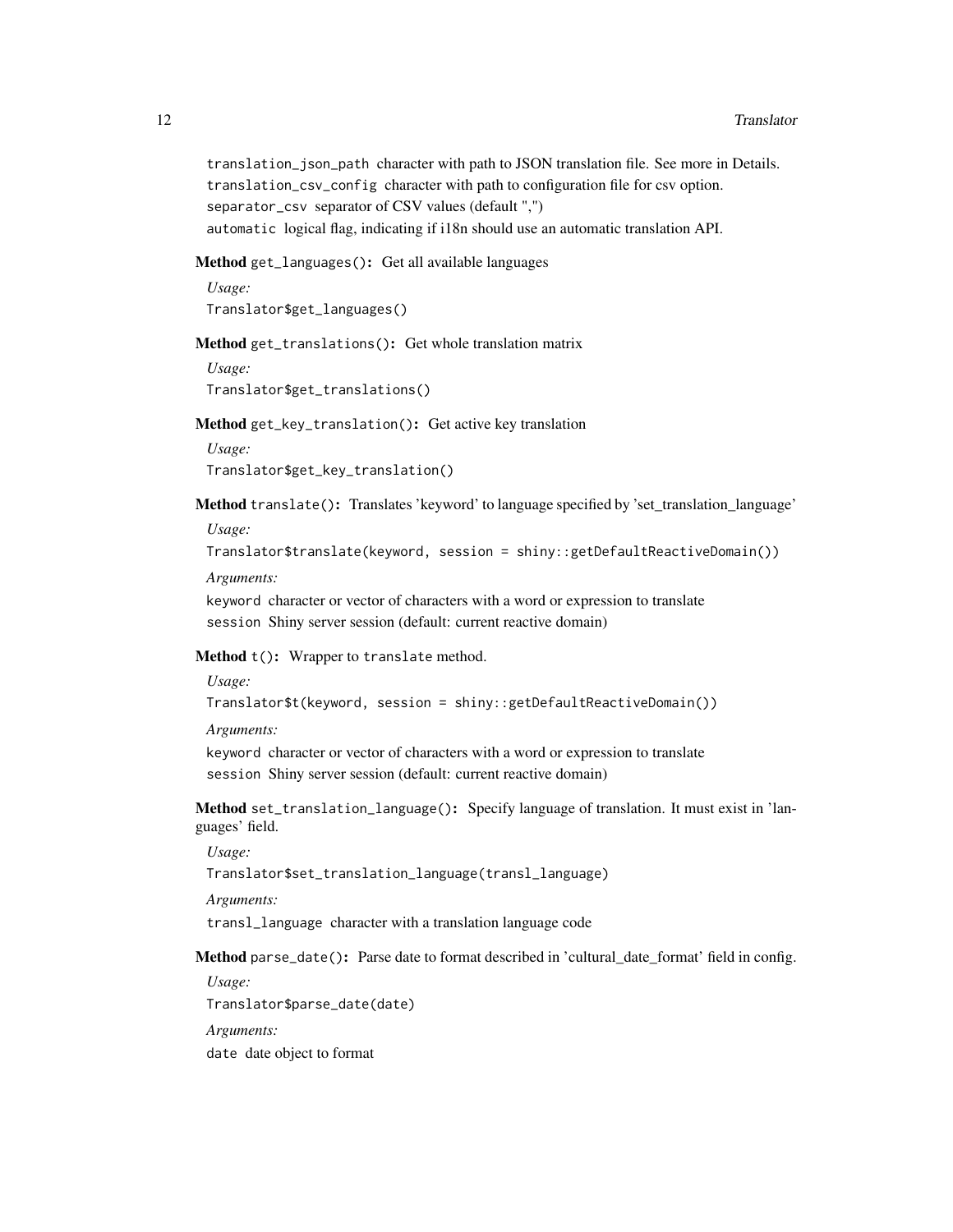`translation_json_path` character with path to JSON translation file. See more in Details.

`translation_csv_config` character with path to configuration file for csv option.

`separator_csv` separator of CSV values (default ",")

`automatic` logical flag, indicating if i18n should use an automatic translation API.

**Method** `get_languages()`**:** Get all available languages

*Usage:*

```
Translator$get_languages()
```

**Method** `get_translations()`**:** Get whole translation matrix

*Usage:*

```
Translator$get_translations()
```

**Method** `get_key_translation()`**:** Get active key translation

*Usage:*

```
Translator$get_key_translation()
```

**Method** `translate()`**:** Translates 'keyword' to language specified by 'set_translation_language'

*Usage:*

```
Translator$translate(keyword, session = shiny::getDefaultReactiveDomain())
```

*Arguments:*

`keyword` character or vector of characters with a word or expression to translate

`session` Shiny server session (default: current reactive domain)

**Method** `t()`**:** Wrapper to `translate` method.

*Usage:*

```
Translator$t(keyword, session = shiny::getDefaultReactiveDomain())
```

*Arguments:*

`keyword` character or vector of characters with a word or expression to translate

`session` Shiny server session (default: current reactive domain)

**Method** `set_translation_language()`**:** Specify language of translation. It must exist in 'languages' field.

*Usage:*

```
Translator$set_translation_language(transl_language)
```

*Arguments:*

`transl_language` character with a translation language code

**Method** `parse_date()`**:** Parse date to format described in 'cultural_date_format' field in config.

*Usage:*

```
Translator$parse_date(date)
```

*Arguments:*

`date` date object to format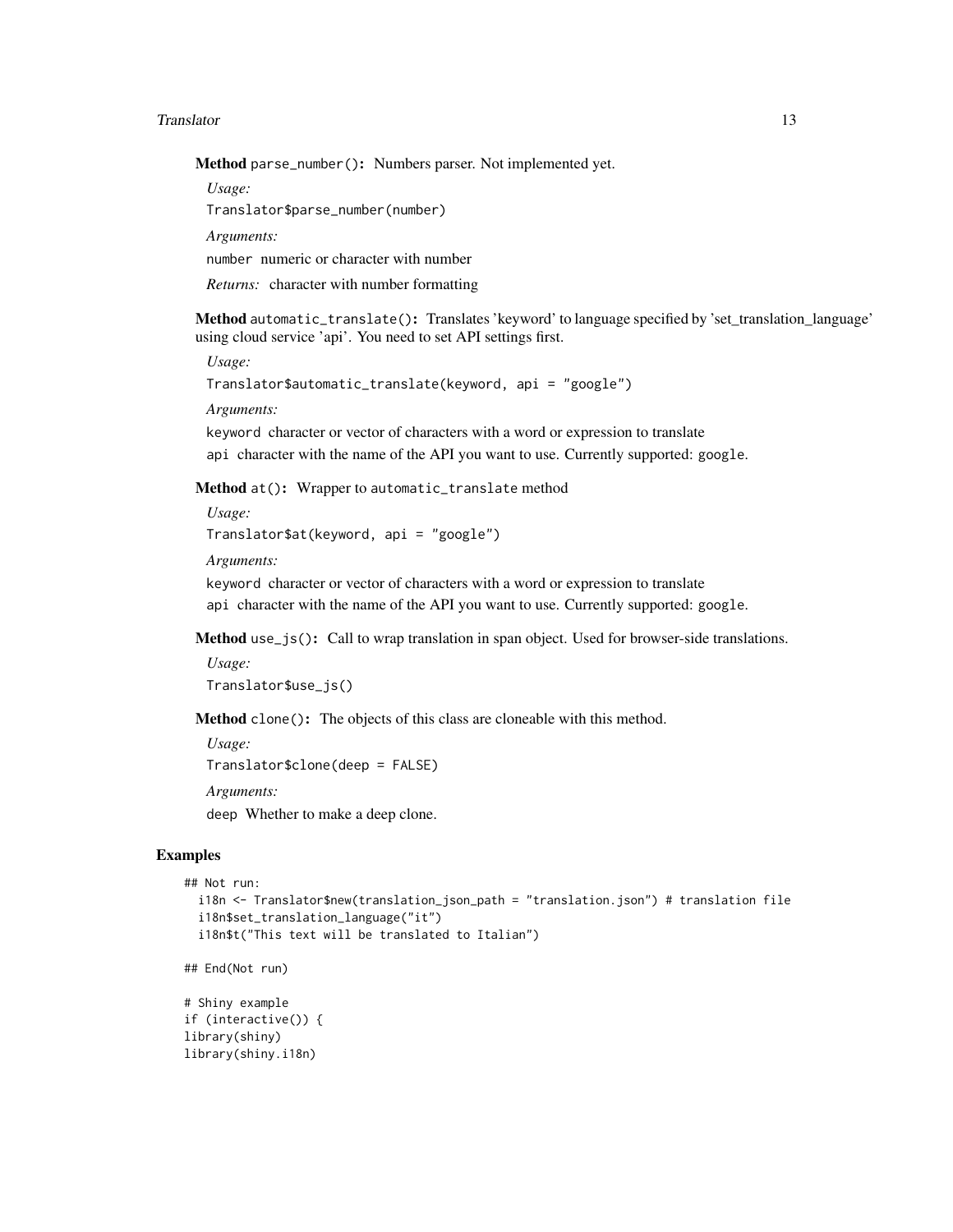**Method** `parse_number()`**:** Numbers parser. Not implemented yet.

*Usage:*

```
Translator$parse_number(number)
```

*Arguments:*

`number` numeric or character with number

*Returns:* character with number formatting

**Method** `automatic_translate()`**:** Translates 'keyword' to language specified by 'set_translation_language' using cloud service 'api'. You need to set API settings first.

*Usage:*

```
Translator$automatic_translate(keyword, api = "google")
```

*Arguments:*

`keyword` character or vector of characters with a word or expression to translate

`api` character with the name of the API you want to use. Currently supported: `google`.

**Method** `at()`**:** Wrapper to `automatic_translate` method

*Usage:*

```
Translator$at(keyword, api = "google")
```

*Arguments:*

`keyword` character or vector of characters with a word or expression to translate

`api` character with the name of the API you want to use. Currently supported: `google`.

**Method** `use_js()`**:** Call to wrap translation in span object. Used for browser-side translations.

*Usage:*

```
Translator$use_js()
```

**Method** `clone()`**:** The objects of this class are cloneable with this method.

*Usage:*

```
Translator$clone(deep = FALSE)
```

*Arguments:*

`deep` Whether to make a deep clone.

## Examples

```
## Not run:
  i18n <- Translator$new(translation_json_path = "translation.json") # translation file
  i18n$set_translation_language("it")
  i18n$t("This text will be translated to Italian")

## End(Not run)

# Shiny example
if (interactive()) {
library(shiny)
library(shiny.i18n)
```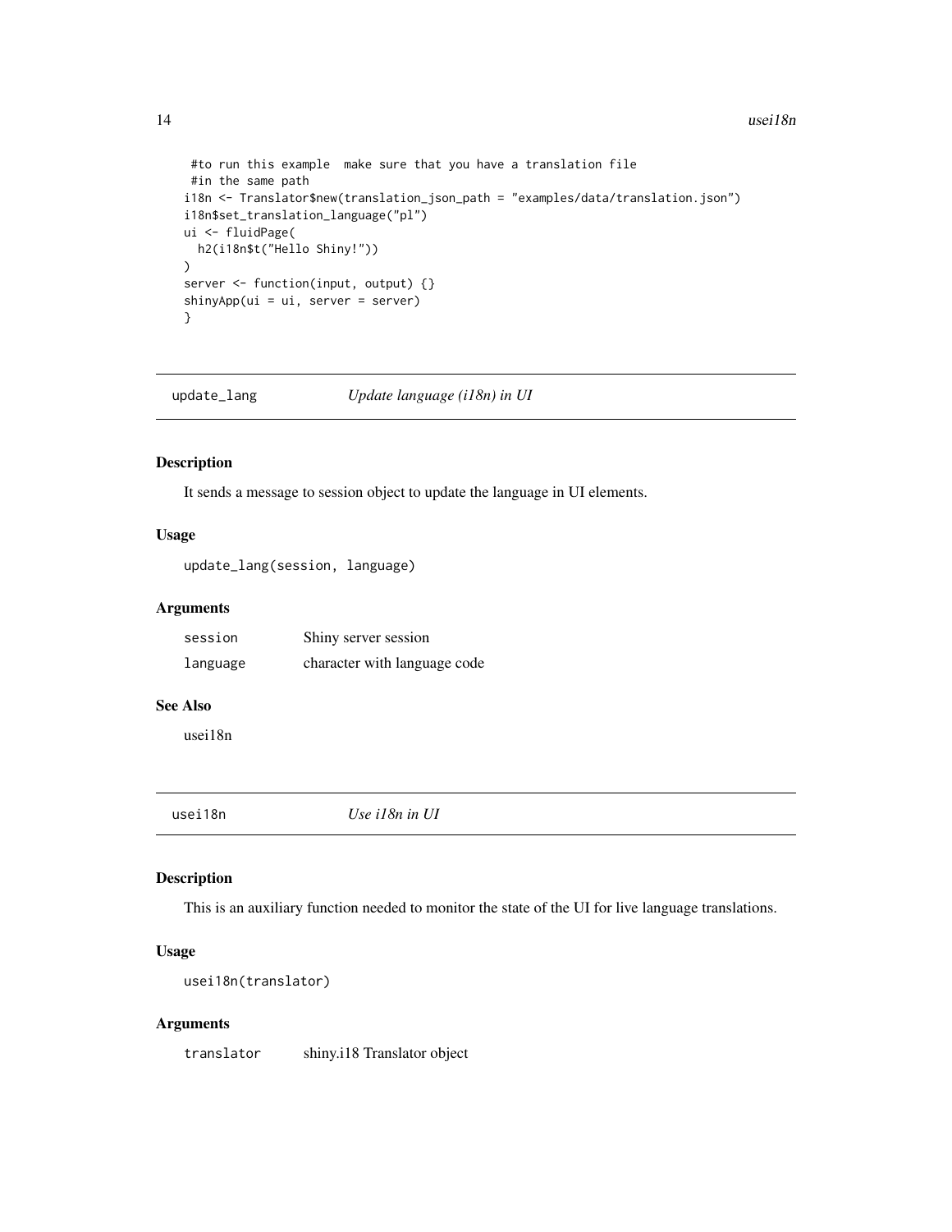```
 #to run this example  make sure that you have a translation file
 #in the same path
i18n <- Translator$new(translation_json_path = "examples/data/translation.json")
i18n$set_translation_language("pl")
ui <- fluidPage(
  h2(i18n$t("Hello Shiny!"))
)
server <- function(input, output) {}
shinyApp(ui = ui, server = server)
}
```

## update_lang — *Update language (i18n) in UI*

### Description

It sends a message to session object to update the language in UI elements.

### Usage

```
update_lang(session, language)
```

### Arguments

| | |
|---|---|
| session | Shiny server session |
| language | character with language code |

### See Also

usei18n

## usei18n — *Use i18n in UI*

### Description

This is an auxiliary function needed to monitor the state of the UI for live language translations.

### Usage

```
usei18n(translator)
```

### Arguments

| | |
|---|---|
| translator | shiny.i18 Translator object |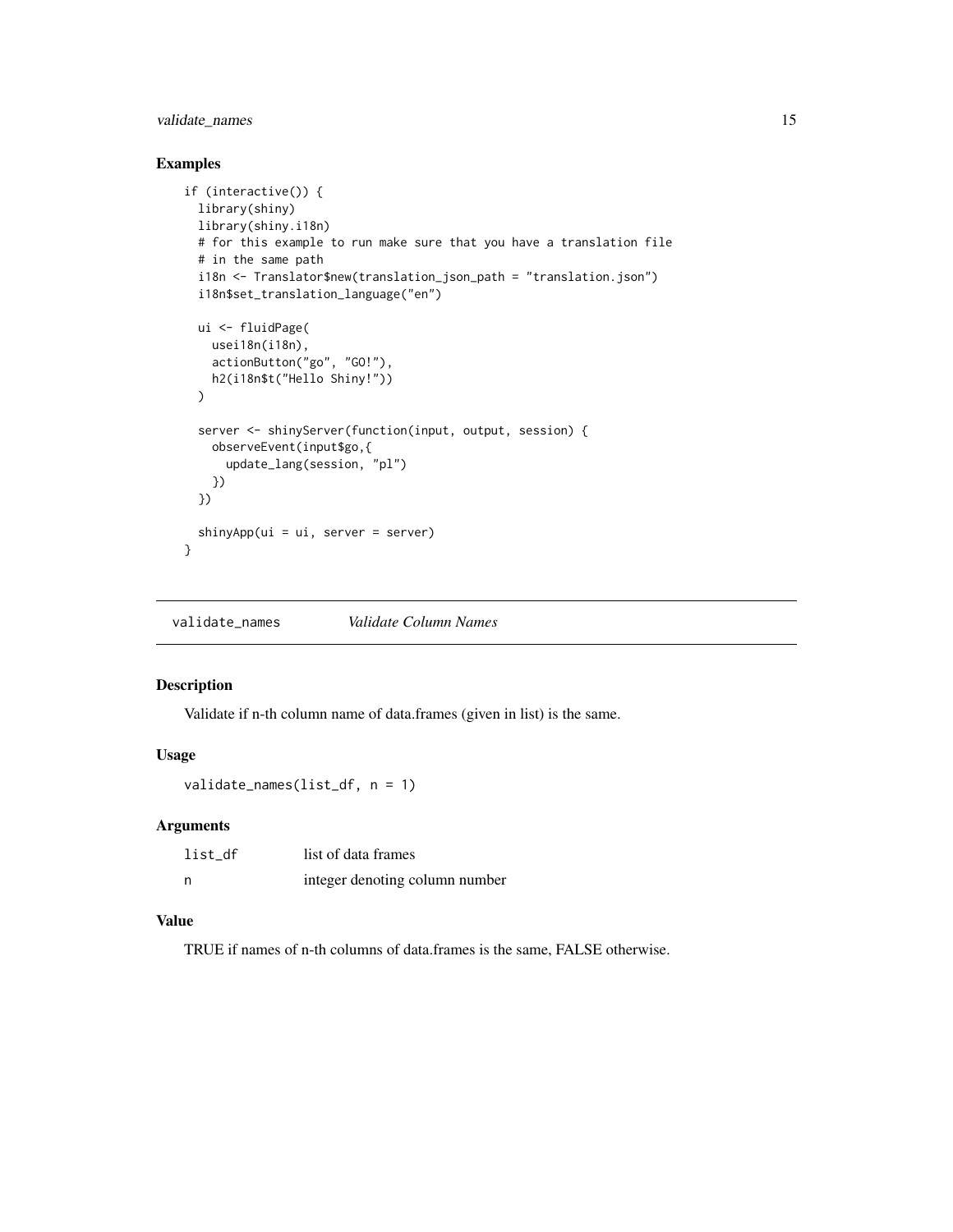### Examples

```
if (interactive()) {
  library(shiny)
  library(shiny.i18n)
  # for this example to run make sure that you have a translation file
  # in the same path
  i18n <- Translator$new(translation_json_path = "translation.json")
  i18n$set_translation_language("en")

  ui <- fluidPage(
    usei18n(i18n),
    actionButton("go", "GO!"),
    h2(i18n$t("Hello Shiny!"))
  )

  server <- shinyServer(function(input, output, session) {
    observeEvent(input$go,{
      update_lang(session, "pl")
    })
  })

  shinyApp(ui = ui, server = server)
}
```

---

## validate_names *Validate Column Names*

### Description

Validate if n-th column name of data.frames (given in list) is the same.

### Usage

```
validate_names(list_df, n = 1)
```

### Arguments

| | |
|---|---|
| list_df | list of data frames |
| n | integer denoting column number |

### Value

TRUE if names of n-th columns of data.frames is the same, FALSE otherwise.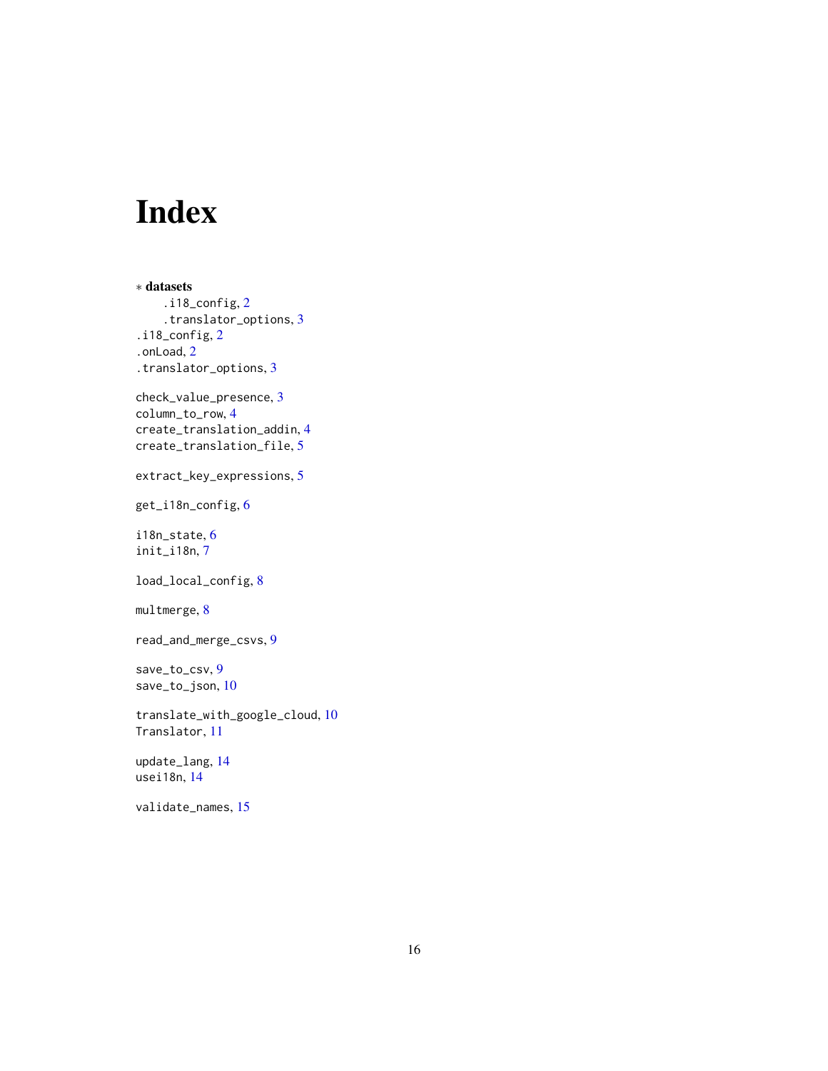# Index

* **datasets**
    - .i18_config, 2
    - .translator_options, 3

.i18_config, 2
.onLoad, 2
.translator_options, 3

check_value_presence, 3
column_to_row, 4
create_translation_addin, 4
create_translation_file, 5

extract_key_expressions, 5

get_i18n_config, 6

i18n_state, 6
init_i18n, 7

load_local_config, 8

multmerge, 8

read_and_merge_csvs, 9

save_to_csv, 9
save_to_json, 10

translate_with_google_cloud, 10
Translator, 11

update_lang, 14
usei18n, 14

validate_names, 15